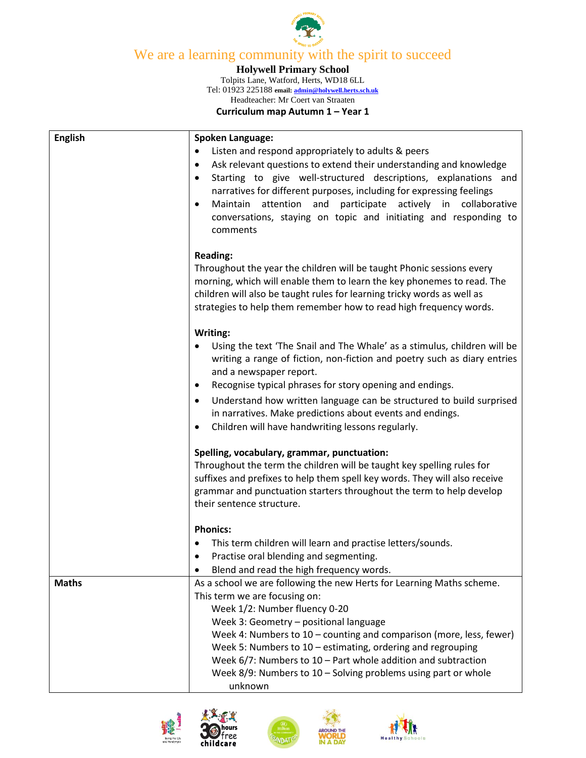We are a learning community with the spirit to succeed

**Holywell Primary School**

Tolpits Lane, Watford, Herts, WD18 6LL

Tel: 01923 225188 email: admin@holywell.herts.sch.uk

Headteacher: Mr Coert van Straaten

**Curriculum map Autumn 1 – Year 1**

| **English** | **Spoken Language:**<br>• Listen and respond appropriately to adults & peers<br>• Ask relevant questions to extend their understanding and knowledge<br>• Starting to give well-structured descriptions, explanations and narratives for different purposes, including for expressing feelings<br>• Maintain attention and participate actively in collaborative conversations, staying on topic and initiating and responding to comments<br><br>**Reading:**<br>Throughout the year the children will be taught Phonic sessions every morning, which will enable them to learn the key phonemes to read. The children will also be taught rules for learning tricky words as well as strategies to help them remember how to read high frequency words.<br><br>**Writing:**<br>• Using the text 'The Snail and The Whale' as a stimulus, children will be writing a range of fiction, non-fiction and poetry such as diary entries and a newspaper report.<br>• Recognise typical phrases for story opening and endings.<br>• Understand how written language can be structured to build surprised in narratives. Make predictions about events and endings.<br>• Children will have handwriting lessons regularly.<br><br>**Spelling, vocabulary, grammar, punctuation:**<br>Throughout the term the children will be taught key spelling rules for suffixes and prefixes to help them spell key words. They will also receive grammar and punctuation starters throughout the term to help develop their sentence structure.<br><br>**Phonics:**<br>• This term children will learn and practise letters/sounds.<br>• Practise oral blending and segmenting.<br>• Blend and read the high frequency words. |
|---|---|
| **Maths** | As a school we are following the new Herts for Learning Maths scheme. This term we are focusing on:<br>Week 1/2: Number fluency 0-20<br>Week 3: Geometry – positional language<br>Week 4: Numbers to 10 – counting and comparison (more, less, fewer)<br>Week 5: Numbers to 10 – estimating, ordering and regrouping<br>Week 6/7: Numbers to 10 – Part whole addition and subtraction<br>Week 8/9: Numbers to 10 – Solving problems using part or whole unknown |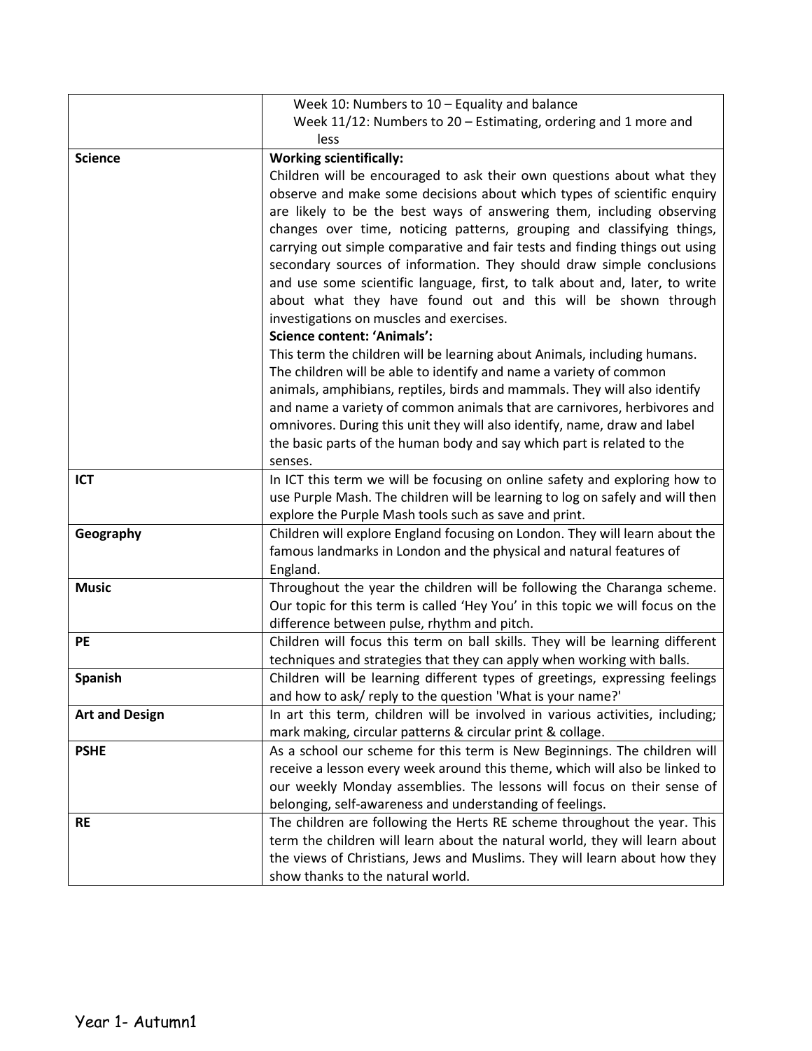| | |
|---|---|
| | Week 10: Numbers to 10 – Equality and balance<br>Week 11/12: Numbers to 20 – Estimating, ordering and 1 more and less |
| **Science** | **Working scientifically:**<br>Children will be encouraged to ask their own questions about what they observe and make some decisions about which types of scientific enquiry are likely to be the best ways of answering them, including observing changes over time, noticing patterns, grouping and classifying things, carrying out simple comparative and fair tests and finding things out using secondary sources of information. They should draw simple conclusions and use some scientific language, first, to talk about and, later, to write about what they have found out and this will be shown through investigations on muscles and exercises.<br>**Science content: 'Animals':**<br>This term the children will be learning about Animals, including humans. The children will be able to identify and name a variety of common animals, amphibians, reptiles, birds and mammals. They will also identify and name a variety of common animals that are carnivores, herbivores and omnivores. During this unit they will also identify, name, draw and label the basic parts of the human body and say which part is related to the senses. |
| **ICT** | In ICT this term we will be focusing on online safety and exploring how to use Purple Mash. The children will be learning to log on safely and will then explore the Purple Mash tools such as save and print. |
| **Geography** | Children will explore England focusing on London. They will learn about the famous landmarks in London and the physical and natural features of England. |
| **Music** | Throughout the year the children will be following the Charanga scheme. Our topic for this term is called 'Hey You' in this topic we will focus on the difference between pulse, rhythm and pitch. |
| **PE** | Children will focus this term on ball skills. They will be learning different techniques and strategies that they can apply when working with balls. |
| **Spanish** | Children will be learning different types of greetings, expressing feelings and how to ask/ reply to the question 'What is your name?' |
| **Art and Design** | In art this term, children will be involved in various activities, including; mark making, circular patterns & circular print & collage. |
| **PSHE** | As a school our scheme for this term is New Beginnings. The children will receive a lesson every week around this theme, which will also be linked to our weekly Monday assemblies. The lessons will focus on their sense of belonging, self-awareness and understanding of feelings. |
| **RE** | The children are following the Herts RE scheme throughout the year. This term the children will learn about the natural world, they will learn about the views of Christians, Jews and Muslims. They will learn about how they show thanks to the natural world. |